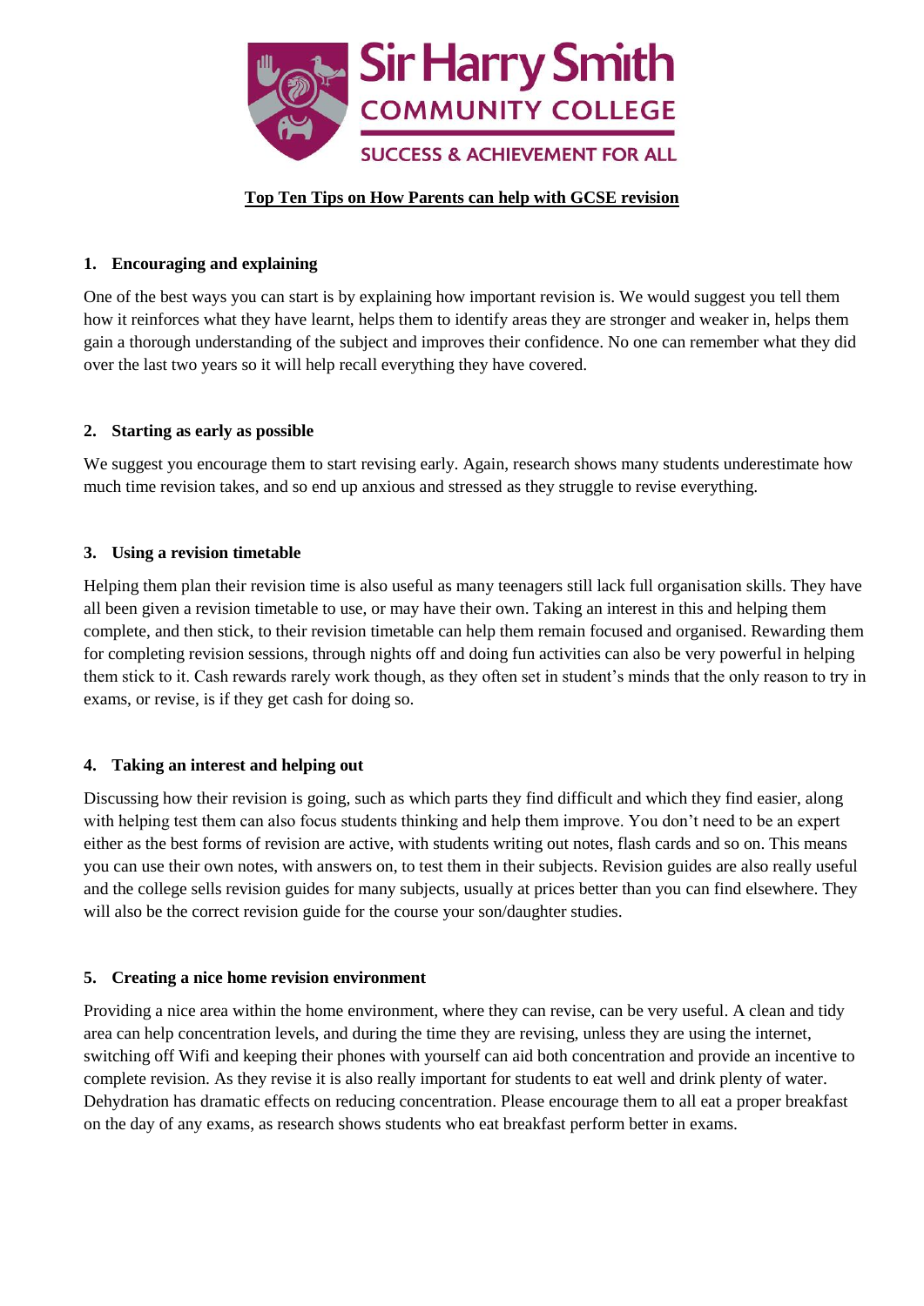Sir Harry Smith
COMMUNITY COLLEGE
SUCCESS & ACHIEVEMENT FOR ALL

# Top Ten Tips on How Parents can help with GCSE revision

## 1. Encouraging and explaining

One of the best ways you can start is by explaining how important revision is. We would suggest you tell them how it reinforces what they have learnt, helps them to identify areas they are stronger and weaker in, helps them gain a thorough understanding of the subject and improves their confidence. No one can remember what they did over the last two years so it will help recall everything they have covered.

## 2. Starting as early as possible

We suggest you encourage them to start revising early. Again, research shows many students underestimate how much time revision takes, and so end up anxious and stressed as they struggle to revise everything.

## 3. Using a revision timetable

Helping them plan their revision time is also useful as many teenagers still lack full organisation skills. They have all been given a revision timetable to use, or may have their own. Taking an interest in this and helping them complete, and then stick, to their revision timetable can help them remain focused and organised. Rewarding them for completing revision sessions, through nights off and doing fun activities can also be very powerful in helping them stick to it. Cash rewards rarely work though, as they often set in student's minds that the only reason to try in exams, or revise, is if they get cash for doing so.

## 4. Taking an interest and helping out

Discussing how their revision is going, such as which parts they find difficult and which they find easier, along with helping test them can also focus students thinking and help them improve. You don't need to be an expert either as the best forms of revision are active, with students writing out notes, flash cards and so on. This means you can use their own notes, with answers on, to test them in their subjects. Revision guides are also really useful and the college sells revision guides for many subjects, usually at prices better than you can find elsewhere. They will also be the correct revision guide for the course your son/daughter studies.

## 5. Creating a nice home revision environment

Providing a nice area within the home environment, where they can revise, can be very useful. A clean and tidy area can help concentration levels, and during the time they are revising, unless they are using the internet, switching off Wifi and keeping their phones with yourself can aid both concentration and provide an incentive to complete revision. As they revise it is also really important for students to eat well and drink plenty of water. Dehydration has dramatic effects on reducing concentration. Please encourage them to all eat a proper breakfast on the day of any exams, as research shows students who eat breakfast perform better in exams.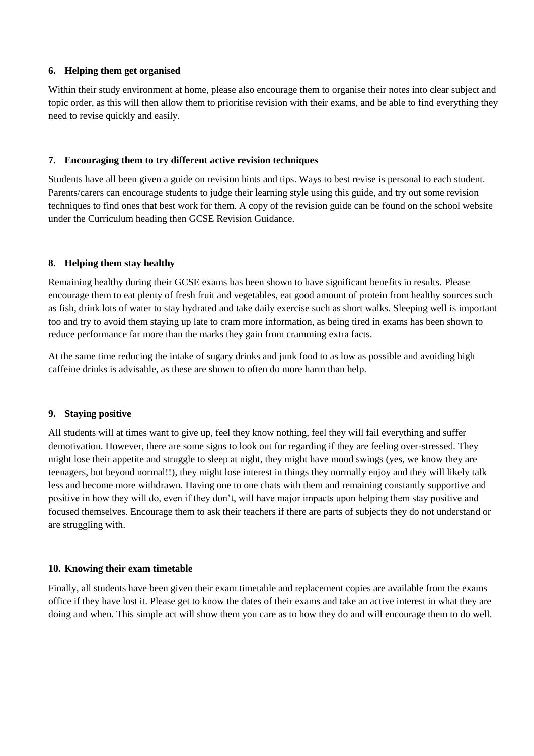### 6. Helping them get organised

Within their study environment at home, please also encourage them to organise their notes into clear subject and topic order, as this will then allow them to prioritise revision with their exams, and be able to find everything they need to revise quickly and easily.

### 7. Encouraging them to try different active revision techniques

Students have all been given a guide on revision hints and tips. Ways to best revise is personal to each student. Parents/carers can encourage students to judge their learning style using this guide, and try out some revision techniques to find ones that best work for them. A copy of the revision guide can be found on the school website under the Curriculum heading then GCSE Revision Guidance.

### 8. Helping them stay healthy

Remaining healthy during their GCSE exams has been shown to have significant benefits in results. Please encourage them to eat plenty of fresh fruit and vegetables, eat good amount of protein from healthy sources such as fish, drink lots of water to stay hydrated and take daily exercise such as short walks. Sleeping well is important too and try to avoid them staying up late to cram more information, as being tired in exams has been shown to reduce performance far more than the marks they gain from cramming extra facts.

At the same time reducing the intake of sugary drinks and junk food to as low as possible and avoiding high caffeine drinks is advisable, as these are shown to often do more harm than help.

### 9. Staying positive

All students will at times want to give up, feel they know nothing, feel they will fail everything and suffer demotivation. However, there are some signs to look out for regarding if they are feeling over-stressed. They might lose their appetite and struggle to sleep at night, they might have mood swings (yes, we know they are teenagers, but beyond normal!!), they might lose interest in things they normally enjoy and they will likely talk less and become more withdrawn. Having one to one chats with them and remaining constantly supportive and positive in how they will do, even if they don't, will have major impacts upon helping them stay positive and focused themselves. Encourage them to ask their teachers if there are parts of subjects they do not understand or are struggling with.

### 10. Knowing their exam timetable

Finally, all students have been given their exam timetable and replacement copies are available from the exams office if they have lost it. Please get to know the dates of their exams and take an active interest in what they are doing and when. This simple act will show them you care as to how they do and will encourage them to do well.